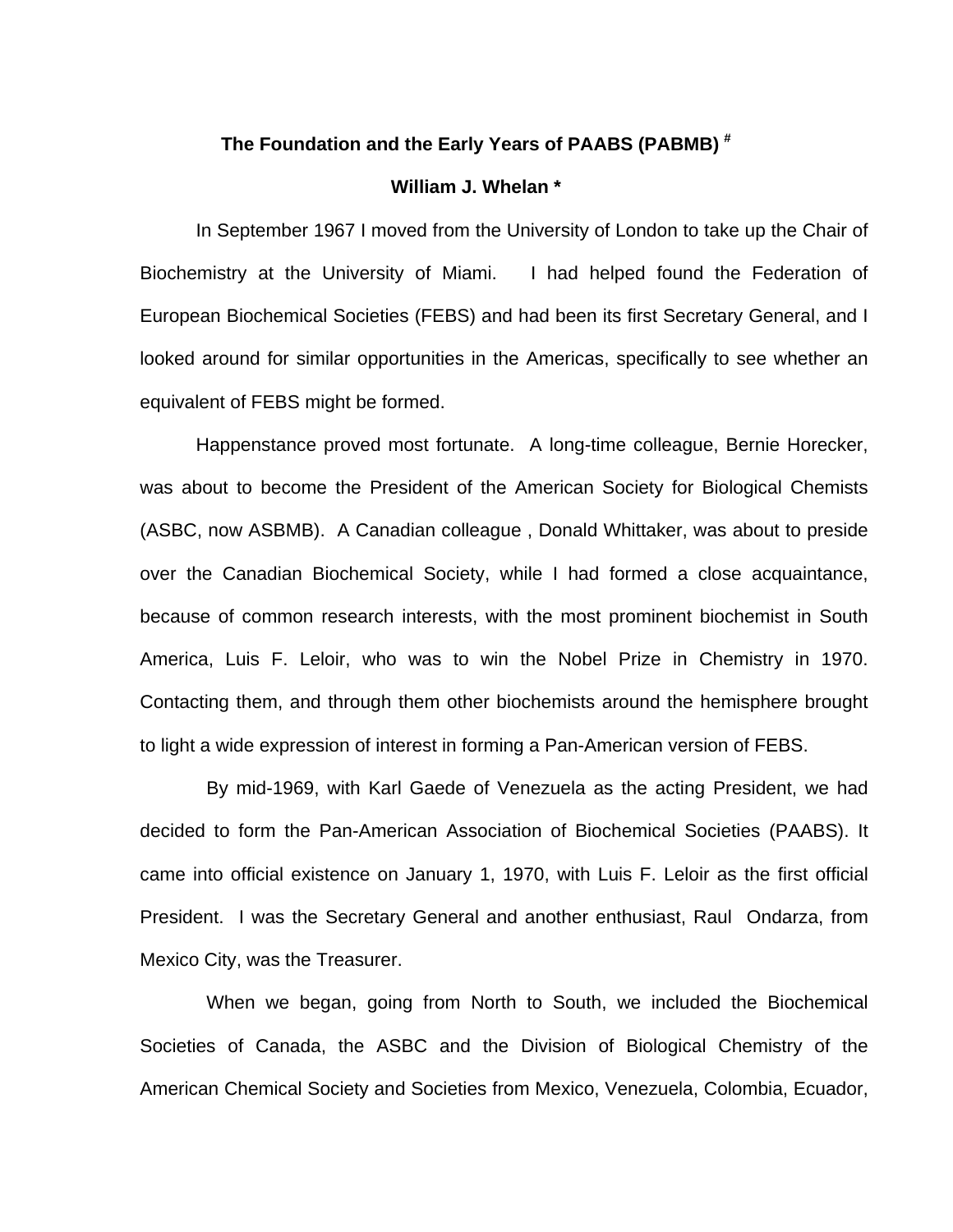# The Foundation and the Early Years of PAABS (PABMB) #

**William J. Whelan ***

In September 1967 I moved from the University of London to take up the Chair of Biochemistry at the University of Miami. I had helped found the Federation of European Biochemical Societies (FEBS) and had been its first Secretary General, and I looked around for similar opportunities in the Americas, specifically to see whether an equivalent of FEBS might be formed.

Happenstance proved most fortunate. A long-time colleague, Bernie Horecker, was about to become the President of the American Society for Biological Chemists (ASBC, now ASBMB). A Canadian colleague , Donald Whittaker, was about to preside over the Canadian Biochemical Society, while I had formed a close acquaintance, because of common research interests, with the most prominent biochemist in South America, Luis F. Leloir, who was to win the Nobel Prize in Chemistry in 1970. Contacting them, and through them other biochemists around the hemisphere brought to light a wide expression of interest in forming a Pan-American version of FEBS.

By mid-1969, with Karl Gaede of Venezuela as the acting President, we had decided to form the Pan-American Association of Biochemical Societies (PAABS). It came into official existence on January 1, 1970, with Luis F. Leloir as the first official President. I was the Secretary General and another enthusiast, Raul Ondarza, from Mexico City, was the Treasurer.

When we began, going from North to South, we included the Biochemical Societies of Canada, the ASBC and the Division of Biological Chemistry of the American Chemical Society and Societies from Mexico, Venezuela, Colombia, Ecuador,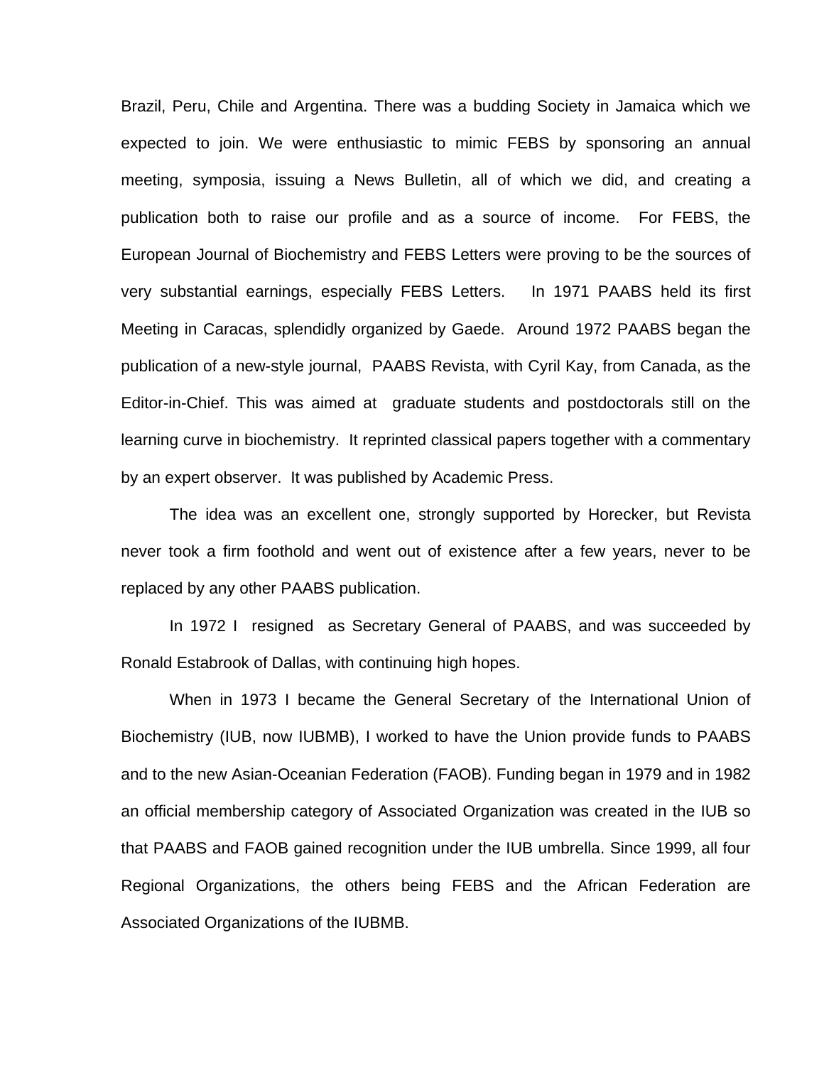Brazil, Peru, Chile and Argentina. There was a budding Society in Jamaica which we expected to join. We were enthusiastic to mimic FEBS by sponsoring an annual meeting, symposia, issuing a News Bulletin, all of which we did, and creating a publication both to raise our profile and as a source of income. For FEBS, the European Journal of Biochemistry and FEBS Letters were proving to be the sources of very substantial earnings, especially FEBS Letters. In 1971 PAABS held its first Meeting in Caracas, splendidly organized by Gaede. Around 1972 PAABS began the publication of a new-style journal, PAABS Revista, with Cyril Kay, from Canada, as the Editor-in-Chief. This was aimed at graduate students and postdoctorals still on the learning curve in biochemistry. It reprinted classical papers together with a commentary by an expert observer. It was published by Academic Press.

The idea was an excellent one, strongly supported by Horecker, but Revista never took a firm foothold and went out of existence after a few years, never to be replaced by any other PAABS publication.

In 1972 I resigned as Secretary General of PAABS, and was succeeded by Ronald Estabrook of Dallas, with continuing high hopes.

When in 1973 I became the General Secretary of the International Union of Biochemistry (IUB, now IUBMB), I worked to have the Union provide funds to PAABS and to the new Asian-Oceanian Federation (FAOB). Funding began in 1979 and in 1982 an official membership category of Associated Organization was created in the IUB so that PAABS and FAOB gained recognition under the IUB umbrella. Since 1999, all four Regional Organizations, the others being FEBS and the African Federation are Associated Organizations of the IUBMB.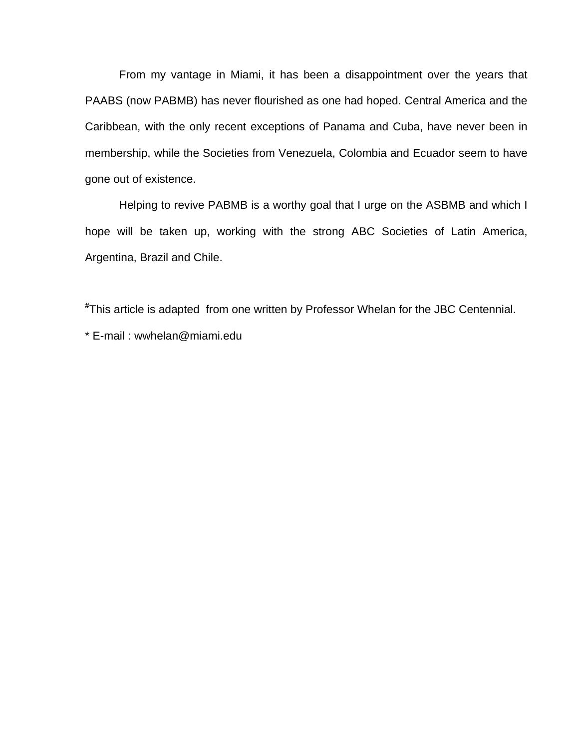From my vantage in Miami, it has been a disappointment over the years that PAABS (now PABMB) has never flourished as one had hoped. Central America and the Caribbean, with the only recent exceptions of Panama and Cuba, have never been in membership, while the Societies from Venezuela, Colombia and Ecuador seem to have gone out of existence.

Helping to revive PABMB is a worthy goal that I urge on the ASBMB and which I hope will be taken up, working with the strong ABC Societies of Latin America, Argentina, Brazil and Chile.

[#]This article is adapted from one written by Professor Whelan for the JBC Centennial.

* E-mail : wwhelan@miami.edu